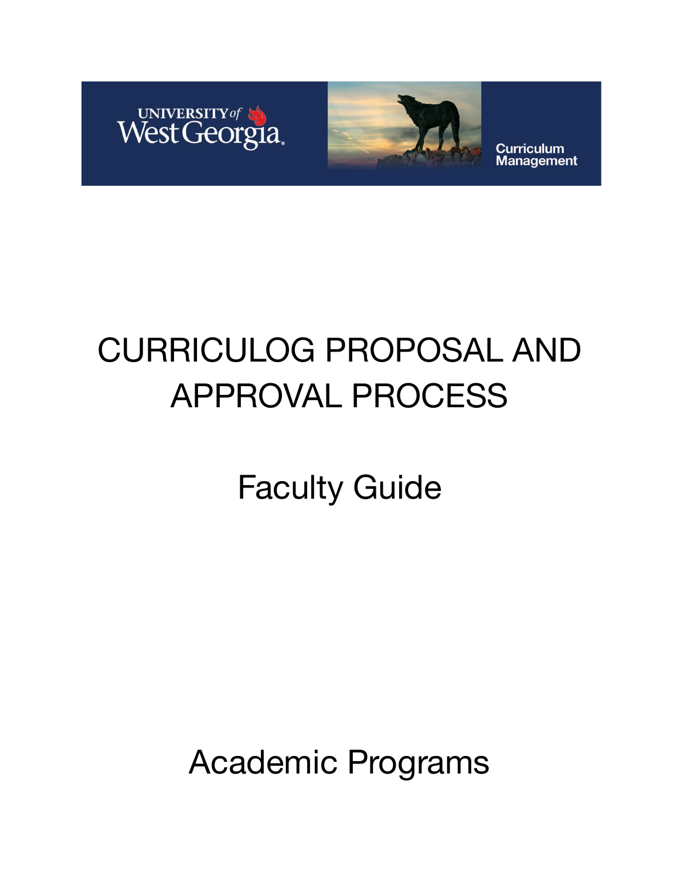UNIVERSITY of West Georgia

Curriculum Management

# CURRICULOG PROPOSAL AND APPROVAL PROCESS

## Faculty Guide

## Academic Programs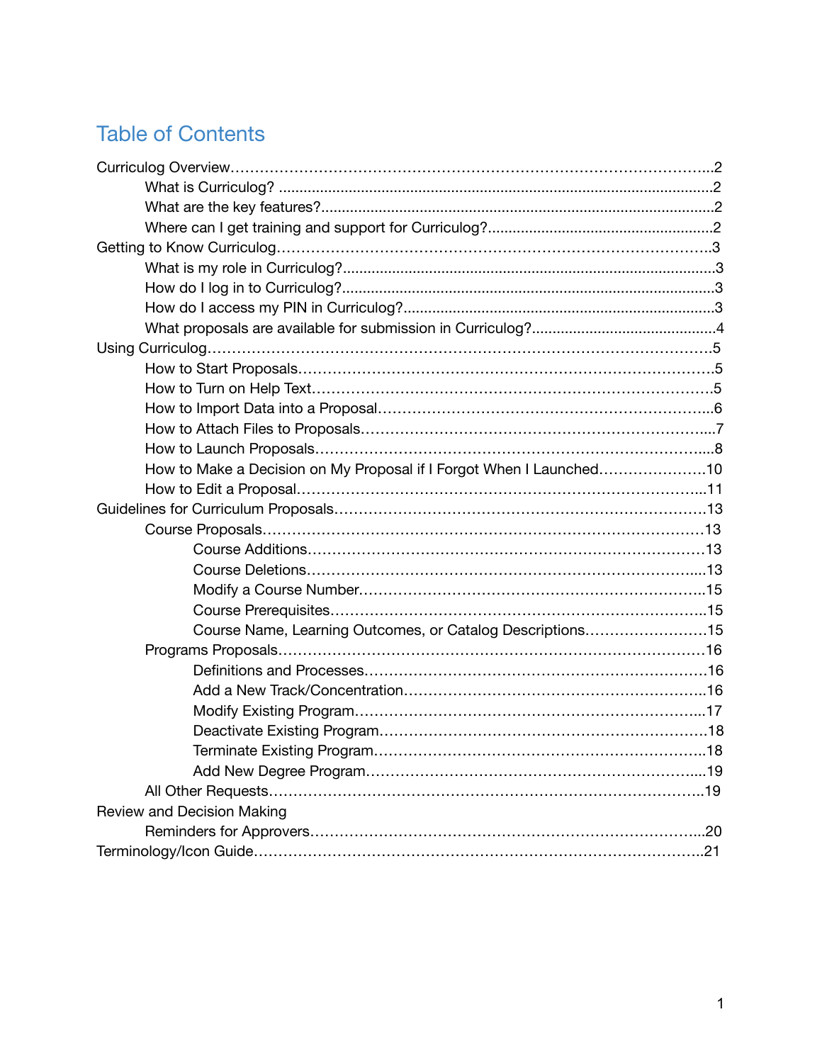# Table of Contents

- Curriculog Overview........2
  - What is Curriculog?........2
  - What are the key features?........2
  - Where can I get training and support for Curriculog?........2
- Getting to Know Curriculog........3
  - What is my role in Curriculog?........3
  - How do I log in to Curriculog?........3
  - How do I access my PIN in Curriculog?........3
  - What proposals are available for submission in Curriculog?........4
- Using Curriculog........5
  - How to Start Proposals........5
  - How to Turn on Help Text........5
  - How to Import Data into a Proposal........6
  - How to Attach Files to Proposals........7
  - How to Launch Proposals........8
  - How to Make a Decision on My Proposal if I Forgot When I Launched........10
  - How to Edit a Proposal........11
- Guidelines for Curriculum Proposals........13
  - Course Proposals........13
    - Course Additions........13
    - Course Deletions........13
    - Modify a Course Number........15
    - Course Prerequisites........15
    - Course Name, Learning Outcomes, or Catalog Descriptions........15
  - Programs Proposals........16
    - Definitions and Processes........16
    - Add a New Track/Concentration........16
    - Modify Existing Program........17
    - Deactivate Existing Program........18
    - Terminate Existing Program........18
    - Add New Degree Program........19
  - All Other Requests........19
- Review and Decision Making
  - Reminders for Approvers........20
- Terminology/Icon Guide........21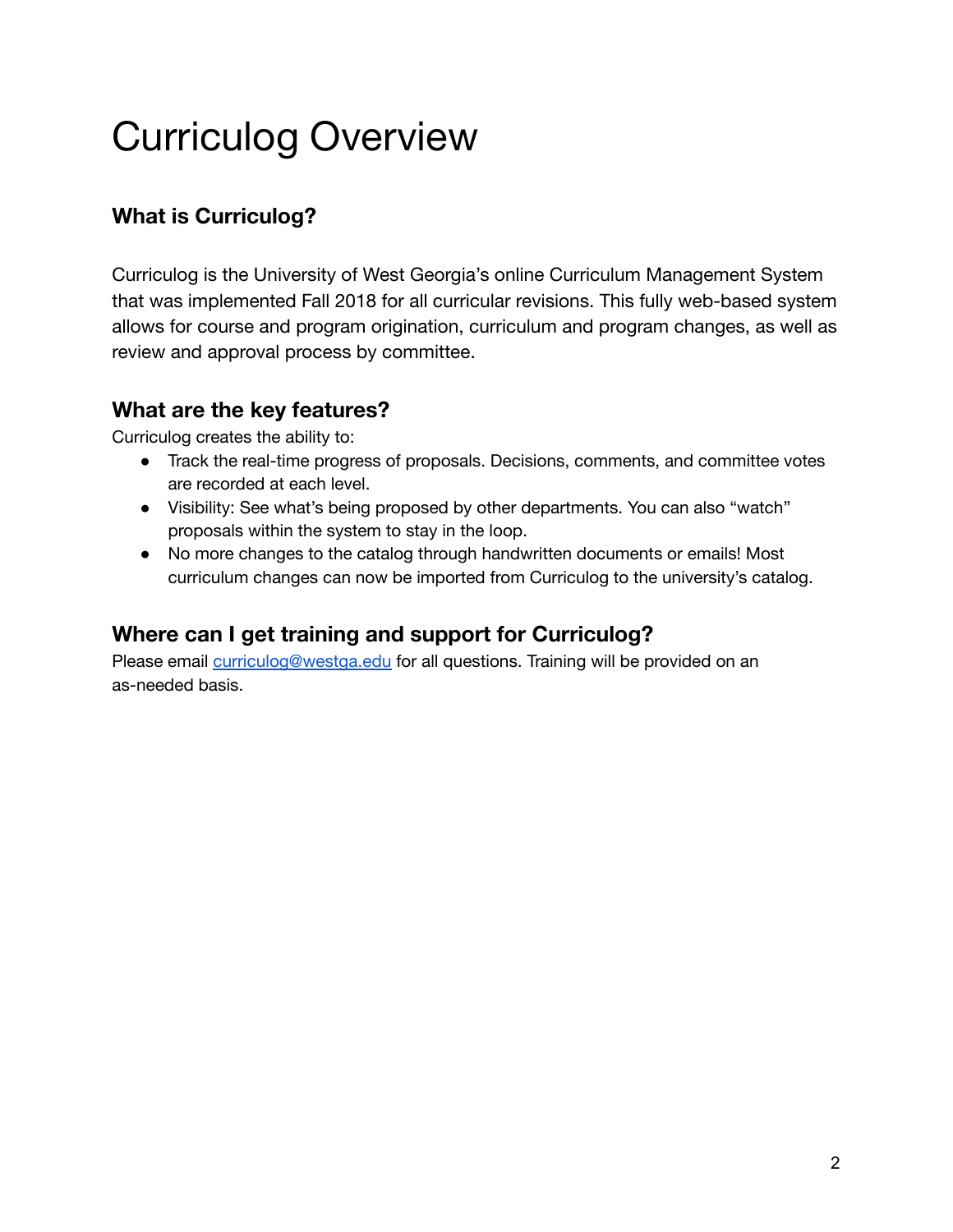# Curriculog Overview

### What is Curriculog?

Curriculog is the University of West Georgia's online Curriculum Management System that was implemented Fall 2018 for all curricular revisions. This fully web-based system allows for course and program origination, curriculum and program changes, as well as review and approval process by committee.

### What are the key features?

Curriculog creates the ability to:

- Track the real-time progress of proposals. Decisions, comments, and committee votes are recorded at each level.
- Visibility: See what's being proposed by other departments. You can also "watch" proposals within the system to stay in the loop.
- No more changes to the catalog through handwritten documents or emails! Most curriculum changes can now be imported from Curriculog to the university's catalog.

### Where can I get training and support for Curriculog?

Please email [curriculog@westga.edu](mailto:curriculog@westga.edu) for all questions. Training will be provided on an as-needed basis.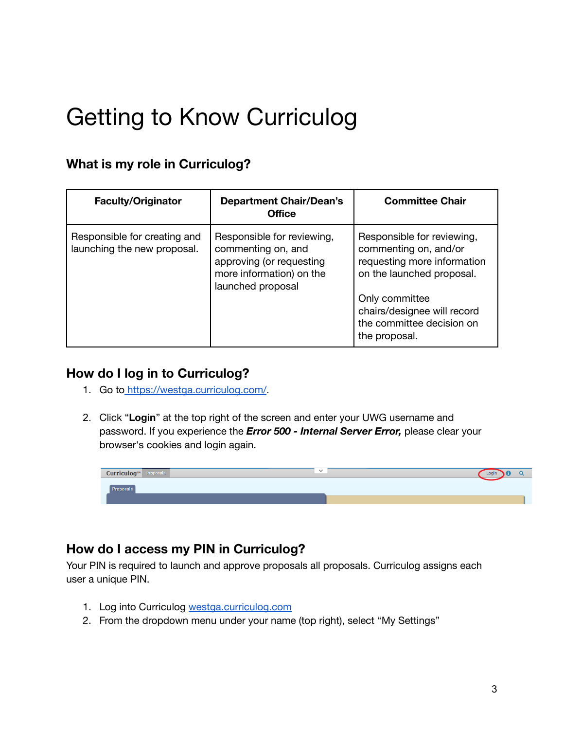# Getting to Know Curriculog

## What is my role in Curriculog?

| Faculty/Originator | Department Chair/Dean's Office | Committee Chair |
|---|---|---|
| Responsible for creating and launching the new proposal. | Responsible for reviewing, commenting on, and approving (or requesting more information) on the launched proposal | Responsible for reviewing, commenting on, and/or requesting more information on the launched proposal.<br><br>Only committee chairs/designee will record the committee decision on the proposal. |

## How do I log in to Curriculog?

1. Go to [https://westga.curriculog.com/](https://westga.curriculog.com/).

2. Click "**Login**" at the top right of the screen and enter your UWG username and password. If you experience the ***Error 500 - Internal Server Error,*** please clear your browser's cookies and login again.

## How do I access my PIN in Curriculog?

Your PIN is required to launch and approve proposals all proposals. Curriculog assigns each user a unique PIN.

1. Log into Curriculog [westga.curriculog.com](https://westga.curriculog.com)
2. From the dropdown menu under your name (top right), select "My Settings"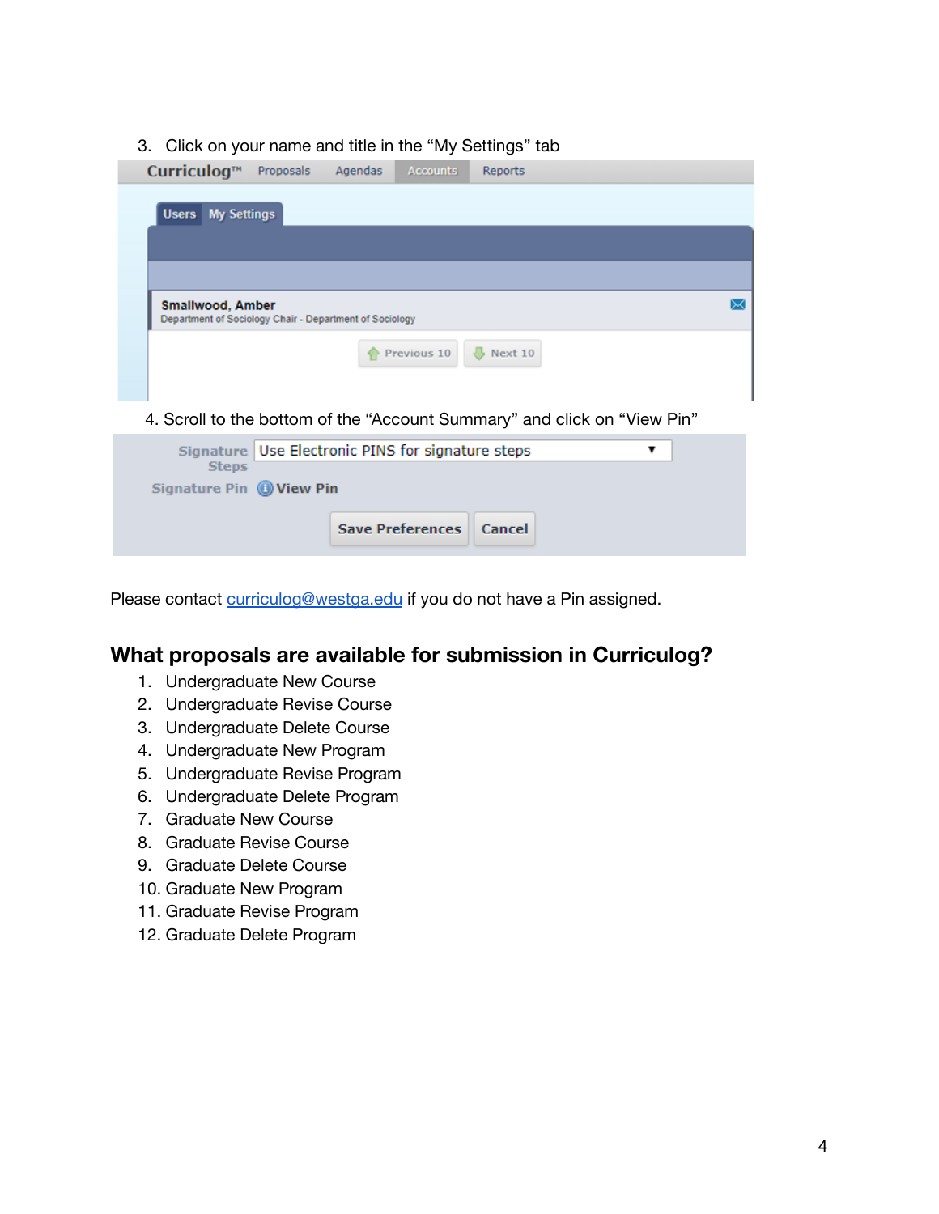3. Click on your name and title in the "My Settings" tab

4. Scroll to the bottom of the "Account Summary" and click on "View Pin"

Please contact curriculog@westga.edu if you do not have a Pin assigned.

## What proposals are available for submission in Curriculog?

1. Undergraduate New Course
2. Undergraduate Revise Course
3. Undergraduate Delete Course
4. Undergraduate New Program
5. Undergraduate Revise Program
6. Undergraduate Delete Program
7. Graduate New Course
8. Graduate Revise Course
9. Graduate Delete Course
10. Graduate New Program
11. Graduate Revise Program
12. Graduate Delete Program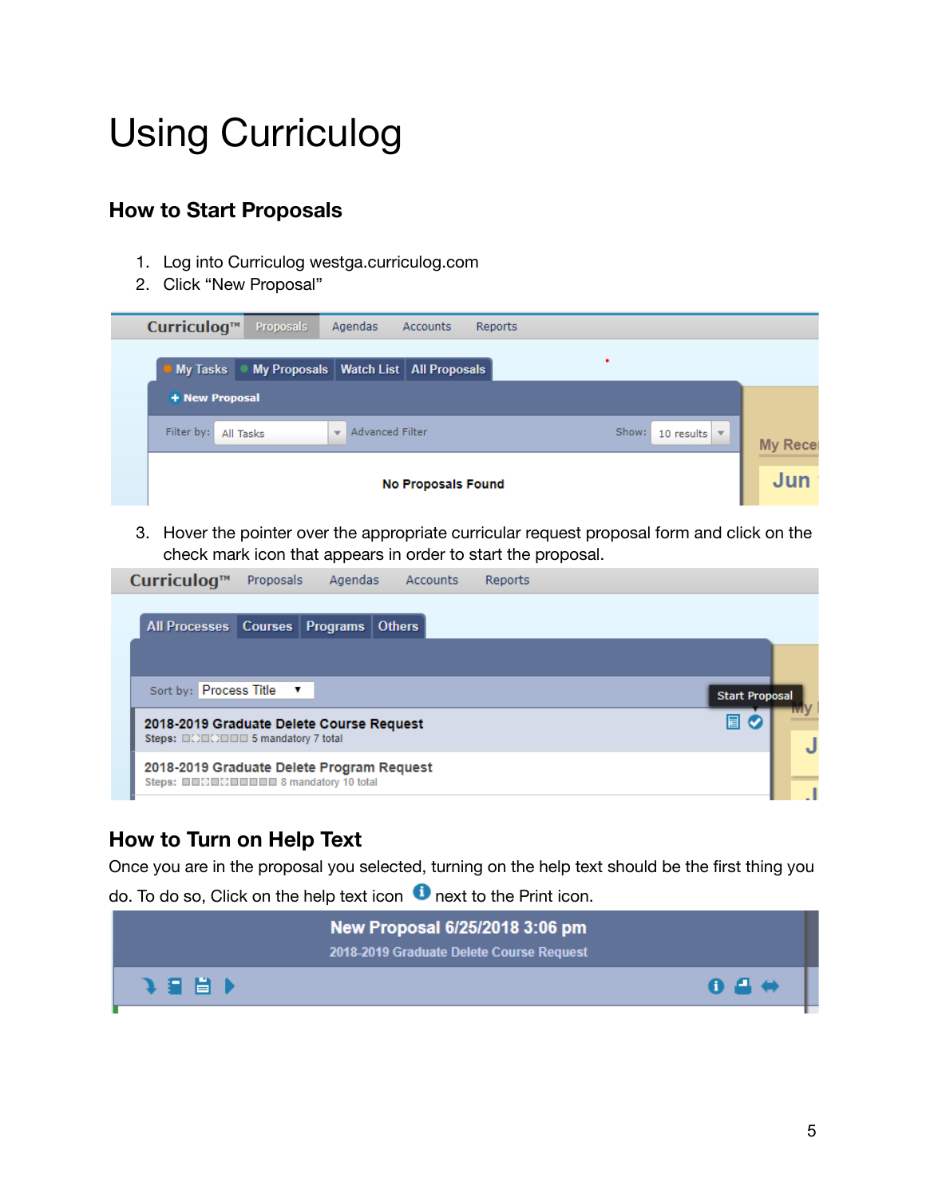# Using Curriculog

## How to Start Proposals

1. Log into Curriculog westga.curriculog.com
2. Click "New Proposal"

3. Hover the pointer over the appropriate curricular request proposal form and click on the check mark icon that appears in order to start the proposal.

## How to Turn on Help Text

Once you are in the proposal you selected, turning on the help text should be the first thing you do. To do so, Click on the help text icon next to the Print icon.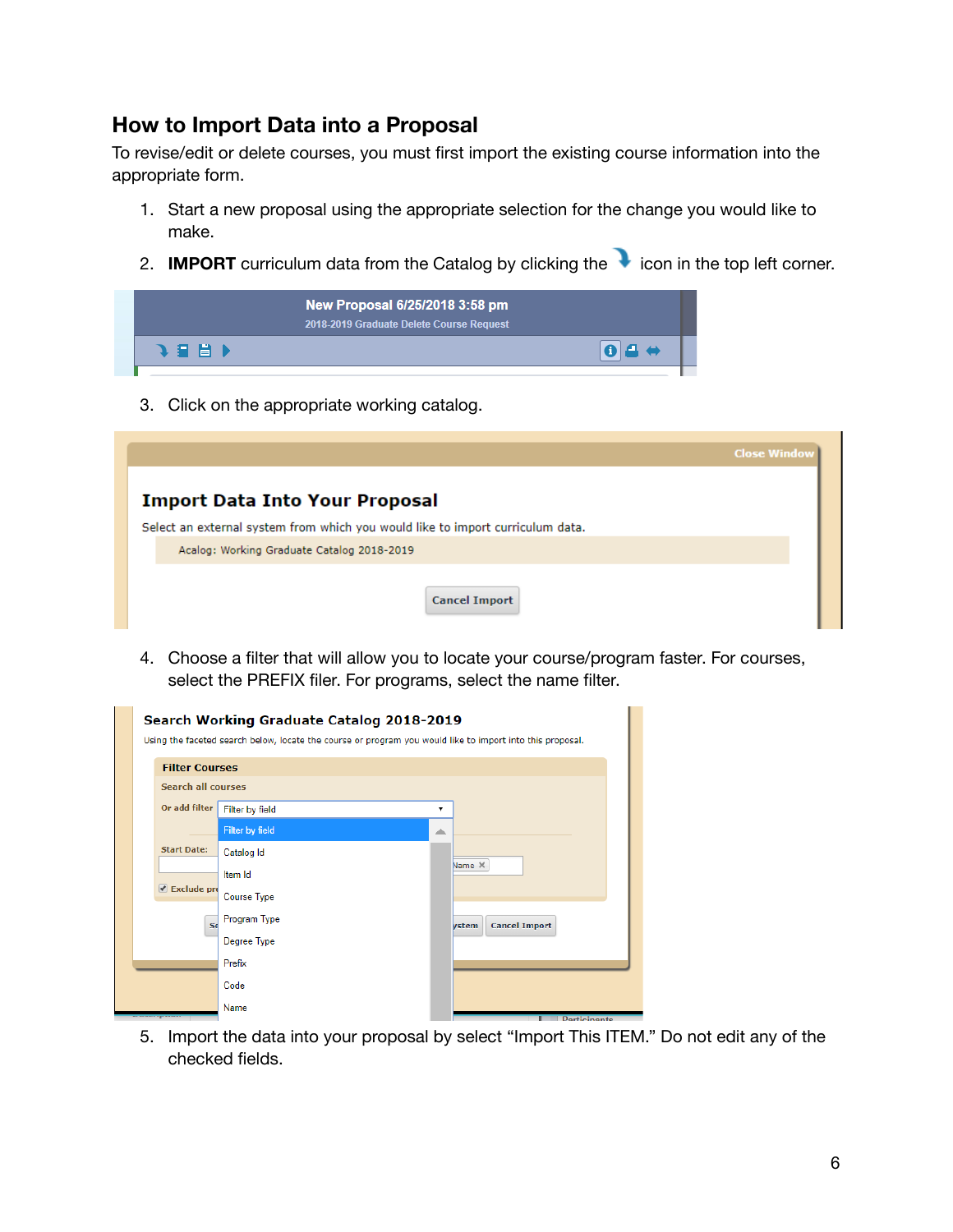## How to Import Data into a Proposal

To revise/edit or delete courses, you must first import the existing course information into the appropriate form.

1. Start a new proposal using the appropriate selection for the change you would like to make.
2. **IMPORT** curriculum data from the Catalog by clicking the icon in the top left corner.
3. Click on the appropriate working catalog.
4. Choose a filter that will allow you to locate your course/program faster. For courses, select the PREFIX filer. For programs, select the name filter.
5. Import the data into your proposal by select "Import This ITEM." Do not edit any of the checked fields.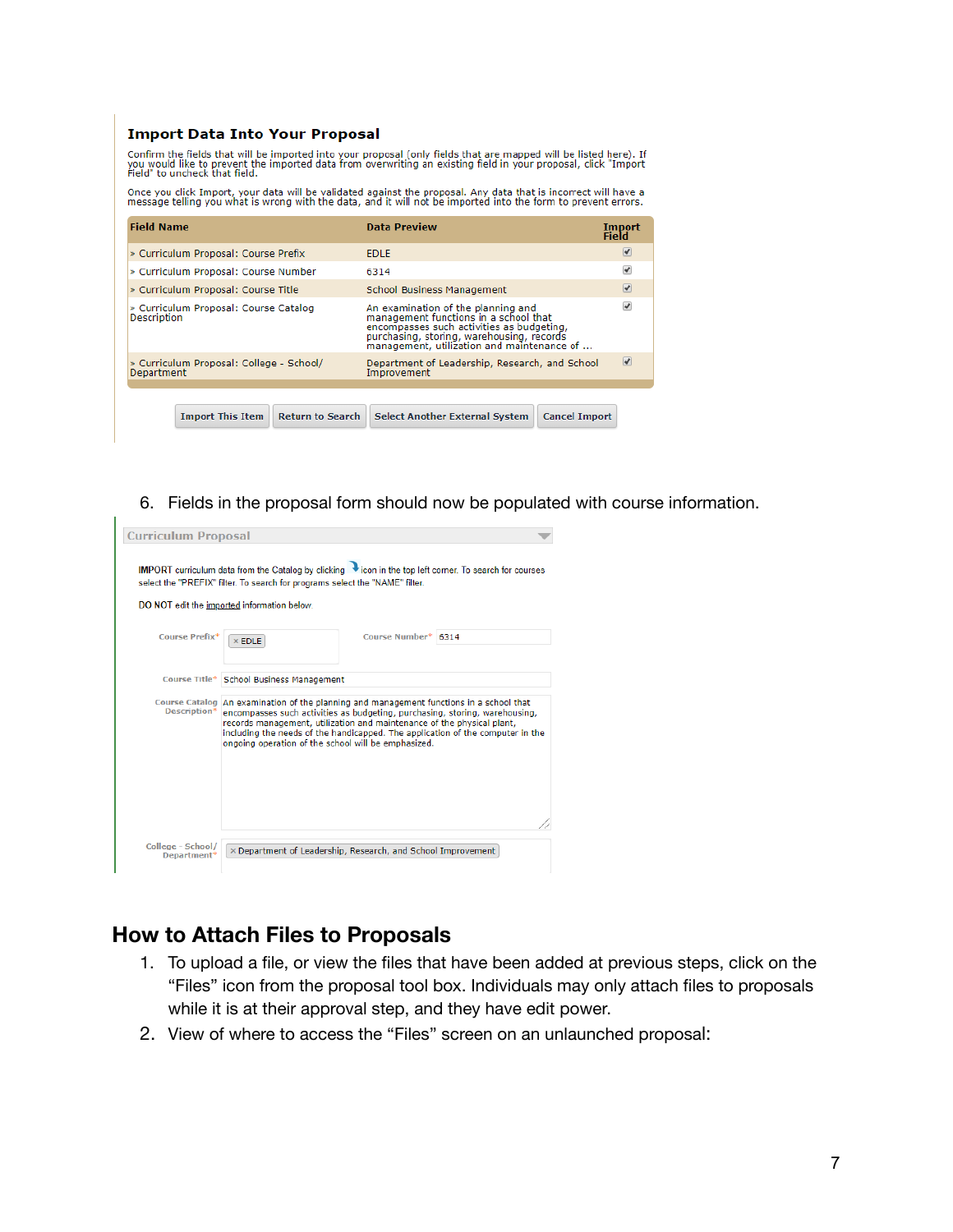### Import Data Into Your Proposal

Confirm the fields that will be imported into your proposal (only fields that are mapped will be listed here). If you would like to prevent the imported data from overwriting an existing field in your proposal, click "Import Field" to uncheck that field.

Once you click Import, your data will be validated against the proposal. Any data that is incorrect will have a message telling you what is wrong with the data, and it will not be imported into the form to prevent errors.

| Field Name | Data Preview | Import Field |
| --- | --- | --- |
| › Curriculum Proposal: Course Prefix | EDLE | ☑ |
| › Curriculum Proposal: Course Number | 6314 | ☑ |
| › Curriculum Proposal: Course Title | School Business Management | ☑ |
| › Curriculum Proposal: Course Catalog Description | An examination of the planning and management functions in a school that encompasses such activities as budgeting, purchasing, storing, warehousing, records management, utilization and maintenance of ... | ☑ |
| › Curriculum Proposal: College - School/ Department | Department of Leadership, Research, and School Improvement | ☑ |

Import This Item | Return to Search | Select Another External System | Cancel Import

6. Fields in the proposal form should now be populated with course information.

**Curriculum Proposal**

IMPORT curriculum data from the Catalog by clicking icon in the top left corner. To search for courses select the "PREFIX" filter. To search for programs select the "NAME" filter.

DO NOT edit the imported information below.

Course Prefix*: × EDLE

Course Number*: 6314

Course Title*: School Business Management

Course Catalog Description*: An examination of the planning and management functions in a school that encompasses such activities as budgeting, purchasing, storing, warehousing, records management, utilization and maintenance of the physical plant, including the needs of the handicapped. The application of the computer in the ongoing operation of the school will be emphasized.

College - School/ Department*: × Department of Leadership, Research, and School Improvement

## How to Attach Files to Proposals

1. To upload a file, or view the files that have been added at previous steps, click on the "Files" icon from the proposal tool box. Individuals may only attach files to proposals while it is at their approval step, and they have edit power.
2. View of where to access the "Files" screen on an unlaunched proposal: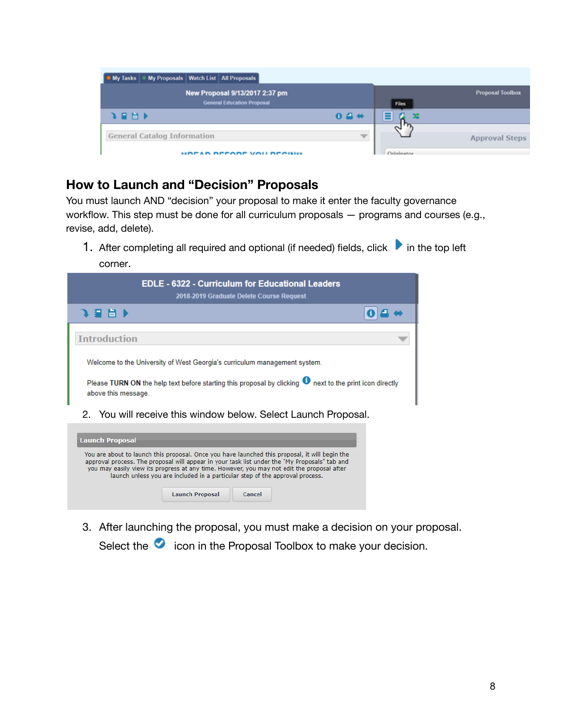## How to Launch and “Decision” Proposals

You must launch AND “decision” your proposal to make it enter the faculty governance workflow. This step must be done for all curriculum proposals — programs and courses (e.g., revise, add, delete).

1. After completing all required and optional (if needed) fields, click ▶ in the top left corner.

2. You will receive this window below. Select Launch Proposal.

3. After launching the proposal, you must make a decision on your proposal. Select the ✔ icon in the Proposal Toolbox to make your decision.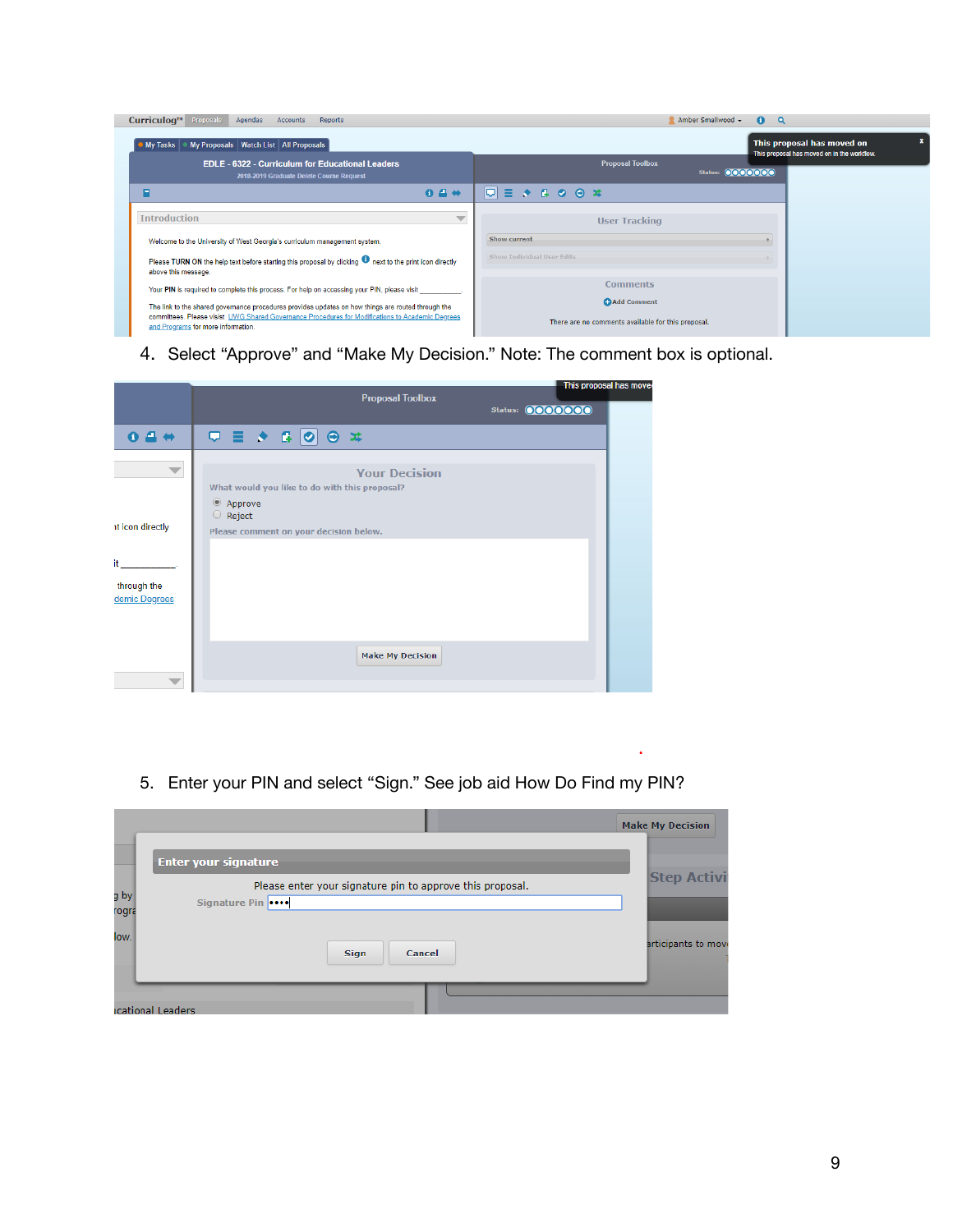4. Select "Approve" and "Make My Decision." Note: The comment box is optional.

5. Enter your PIN and select "Sign." See job aid How Do Find my PIN?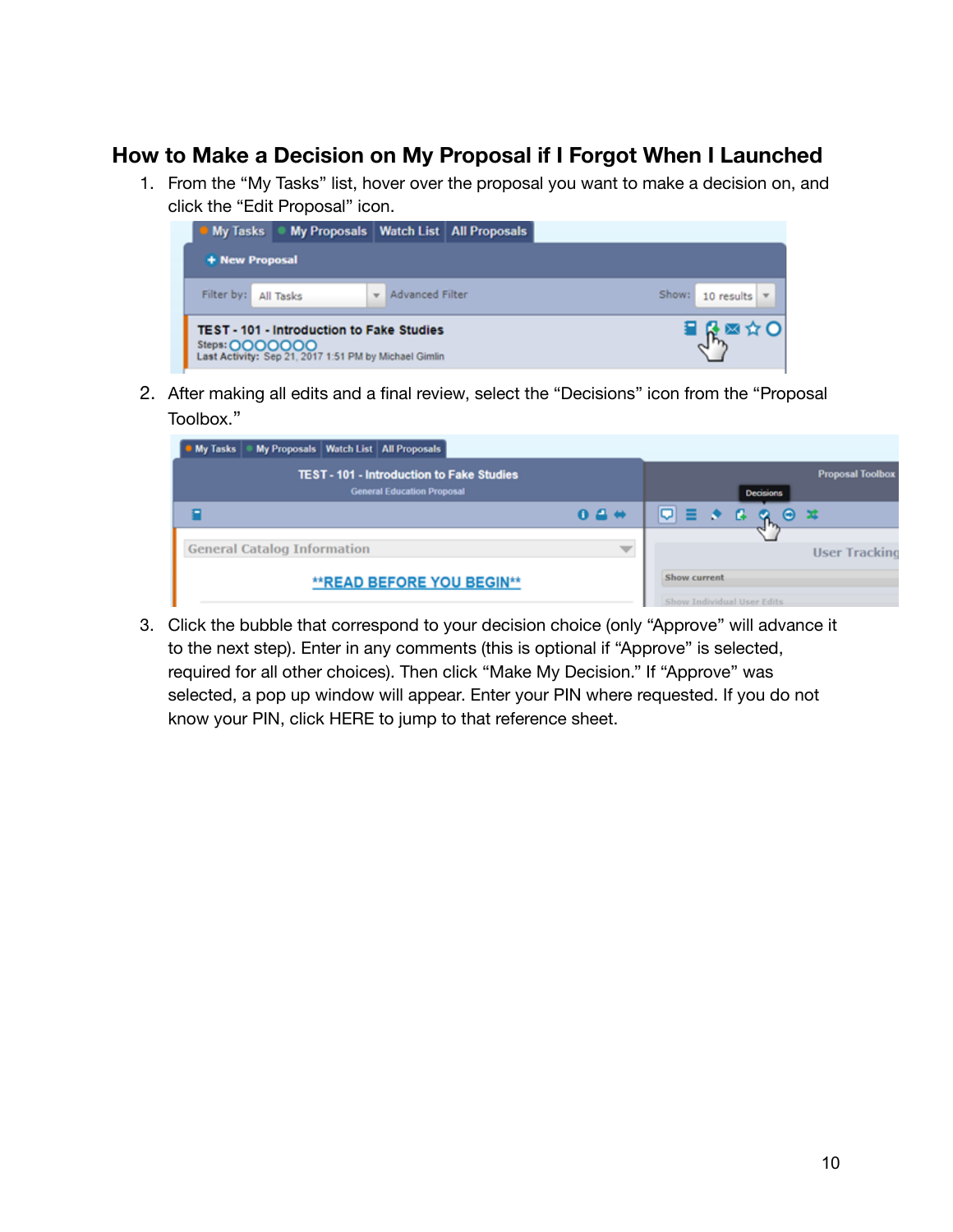## How to Make a Decision on My Proposal if I Forgot When I Launched

1. From the “My Tasks” list, hover over the proposal you want to make a decision on, and click the “Edit Proposal” icon.
2. After making all edits and a final review, select the “Decisions” icon from the “Proposal Toolbox.”
3. Click the bubble that correspond to your decision choice (only “Approve” will advance it to the next step). Enter in any comments (this is optional if “Approve” is selected, required for all other choices). Then click “Make My Decision.” If “Approve” was selected, a pop up window will appear. Enter your PIN where requested. If you do not know your PIN, click HERE to jump to that reference sheet.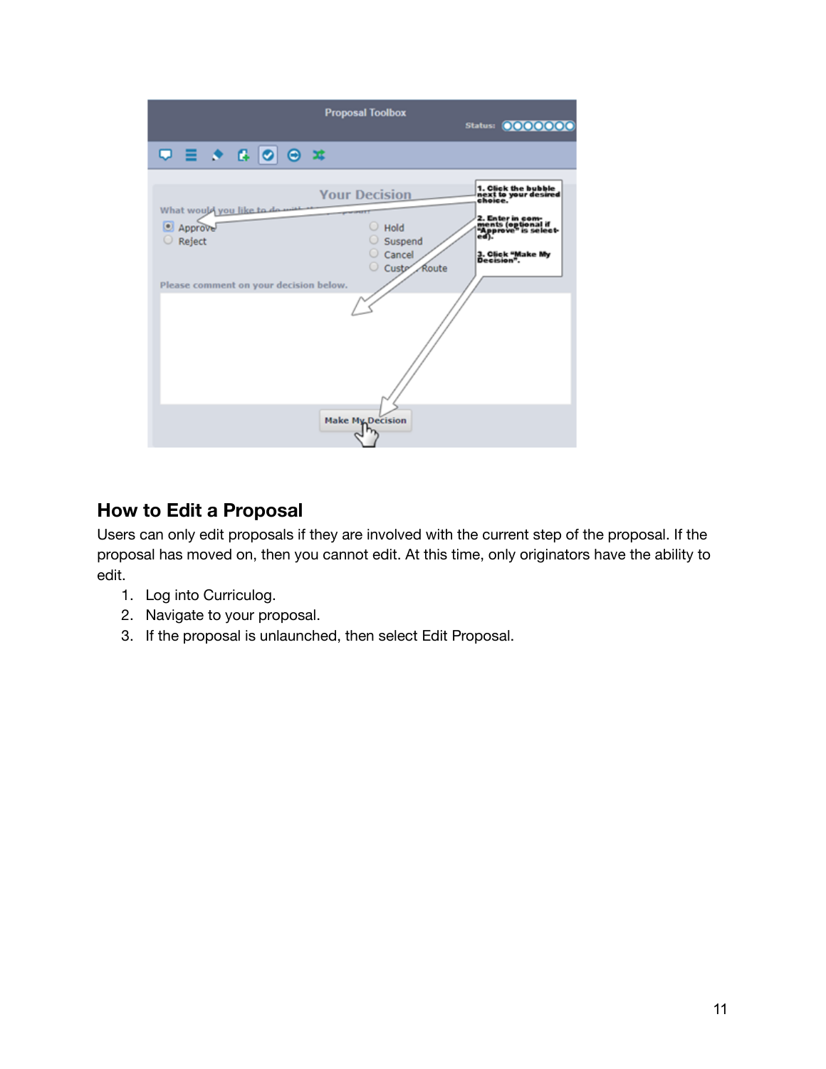## How to Edit a Proposal

Users can only edit proposals if they are involved with the current step of the proposal. If the proposal has moved on, then you cannot edit. At this time, only originators have the ability to edit.

1. Log into Curriculog.
2. Navigate to your proposal.
3. If the proposal is unlaunched, then select Edit Proposal.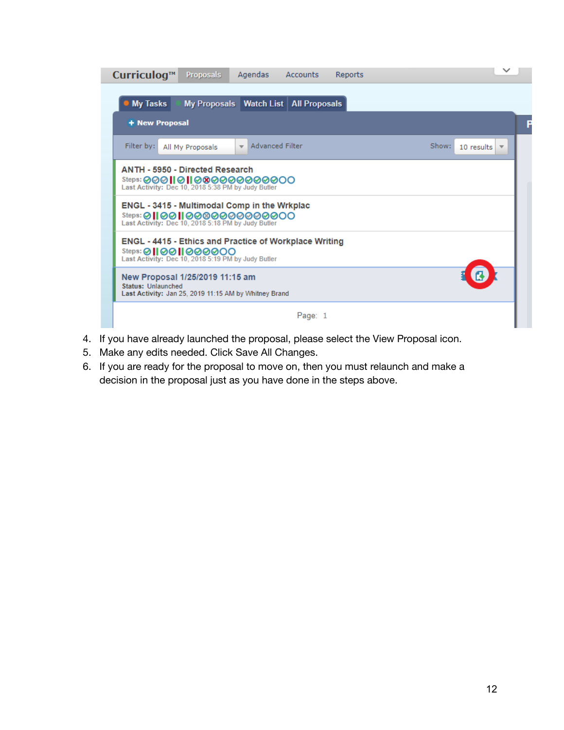4. If you have already launched the proposal, please select the View Proposal icon.
5. Make any edits needed. Click Save All Changes.
6. If you are ready for the proposal to move on, then you must relaunch and make a decision in the proposal just as you have done in the steps above.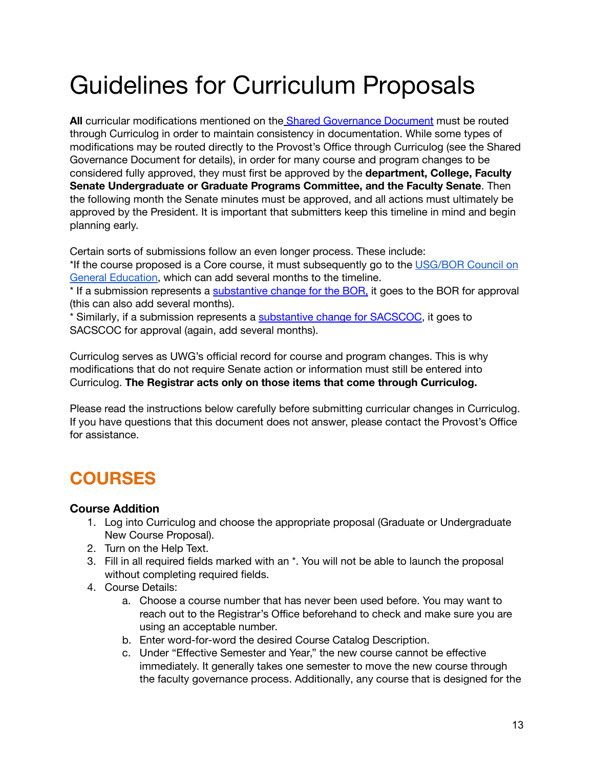# Guidelines for Curriculum Proposals

**All** curricular modifications mentioned on the Shared Governance Document must be routed through Curriculog in order to maintain consistency in documentation. While some types of modifications may be routed directly to the Provost's Office through Curriculog (see the Shared Governance Document for details), in order for many course and program changes to be considered fully approved, they must first be approved by the **department, College, Faculty Senate Undergraduate or Graduate Programs Committee, and the Faculty Senate**. Then the following month the Senate minutes must be approved, and all actions must ultimately be approved by the President. It is important that submitters keep this timeline in mind and begin planning early.

Certain sorts of submissions follow an even longer process. These include:
*If the course proposed is a Core course, it must subsequently go to the USG/BOR Council on General Education, which can add several months to the timeline.
* If a submission represents a substantive change for the BOR, it goes to the BOR for approval (this can also add several months).
* Similarly, if a submission represents a substantive change for SACSCOC, it goes to SACSCOC for approval (again, add several months).

Curriculog serves as UWG's official record for course and program changes. This is why modifications that do not require Senate action or information must still be entered into Curriculog. **The Registrar acts only on those items that come through Curriculog.**

Please read the instructions below carefully before submitting curricular changes in Curriculog. If you have questions that this document does not answer, please contact the Provost's Office for assistance.

## COURSES

### Course Addition

1. Log into Curriculog and choose the appropriate proposal (Graduate or Undergraduate New Course Proposal).
2. Turn on the Help Text.
3. Fill in all required fields marked with an *. You will not be able to launch the proposal without completing required fields.
4. Course Details:
    a. Choose a course number that has never been used before. You may want to reach out to the Registrar's Office beforehand to check and make sure you are using an acceptable number.
    b. Enter word-for-word the desired Course Catalog Description.
    c. Under "Effective Semester and Year," the new course cannot be effective immediately. It generally takes one semester to move the new course through the faculty governance process. Additionally, any course that is designed for the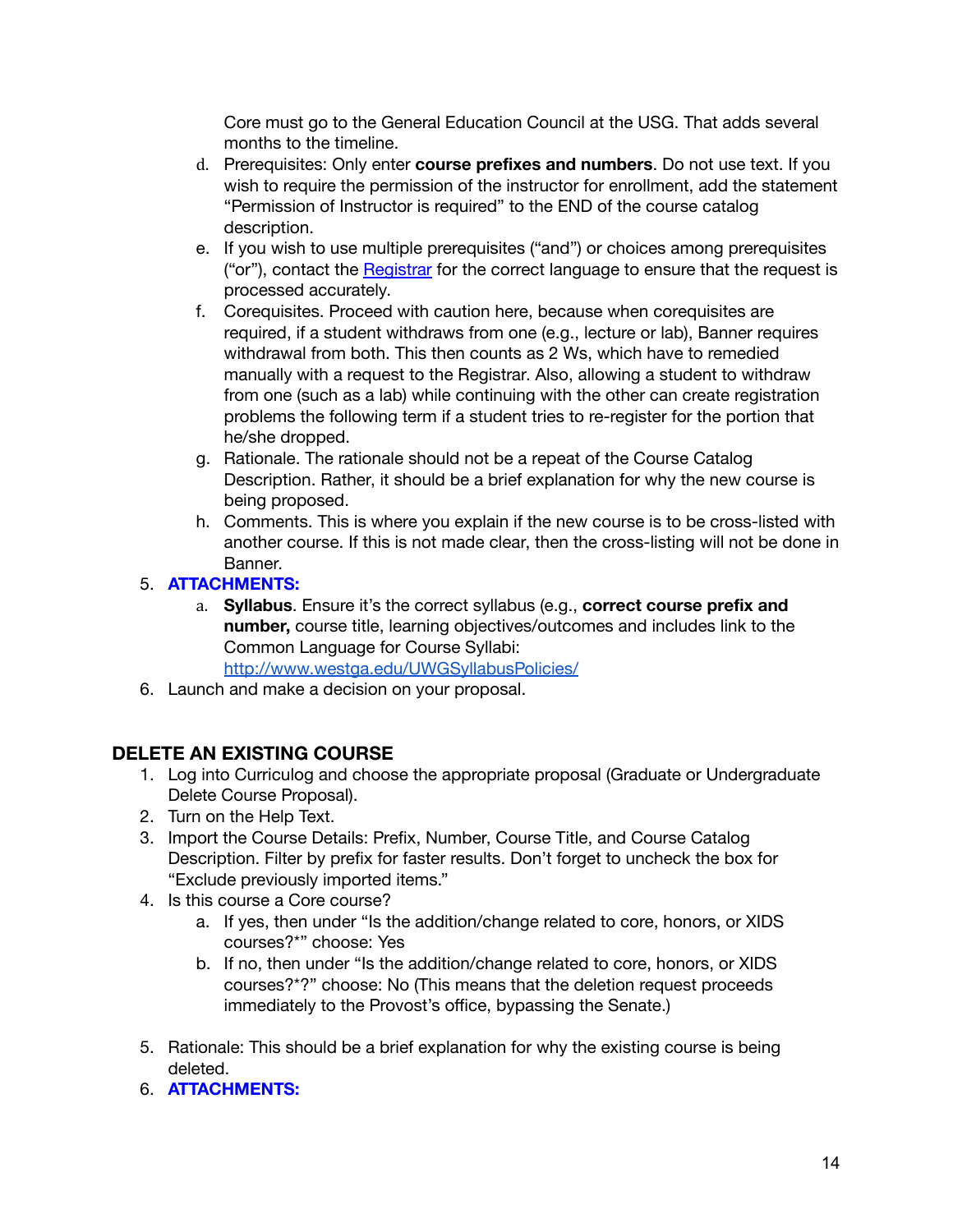Core must go to the General Education Council at the USG. That adds several months to the timeline.

d. Prerequisites: Only enter **course prefixes and numbers**. Do not use text. If you wish to require the permission of the instructor for enrollment, add the statement “Permission of Instructor is required” to the END of the course catalog description.
e. If you wish to use multiple prerequisites (“and”) or choices among prerequisites (“or”), contact the Registrar for the correct language to ensure that the request is processed accurately.
f. Corequisites. Proceed with caution here, because when corequisites are required, if a student withdraws from one (e.g., lecture or lab), Banner requires withdrawal from both. This then counts as 2 Ws, which have to remedied manually with a request to the Registrar. Also, allowing a student to withdraw from one (such as a lab) while continuing with the other can create registration problems the following term if a student tries to re-register for the portion that he/she dropped.
g. Rationale. The rationale should not be a repeat of the Course Catalog Description. Rather, it should be a brief explanation for why the new course is being proposed.
h. Comments. This is where you explain if the new course is to be cross-listed with another course. If this is not made clear, then the cross-listing will not be done in Banner.

5. **ATTACHMENTS:**
    a. **Syllabus**. Ensure it’s the correct syllabus (e.g., **correct course prefix and number,** course title, learning objectives/outcomes and includes link to the Common Language for Course Syllabi: http://www.westga.edu/UWGSyllabusPolicies/
6. Launch and make a decision on your proposal.

## DELETE AN EXISTING COURSE

1. Log into Curriculog and choose the appropriate proposal (Graduate or Undergraduate Delete Course Proposal).
2. Turn on the Help Text.
3. Import the Course Details: Prefix, Number, Course Title, and Course Catalog Description. Filter by prefix for faster results. Don’t forget to uncheck the box for “Exclude previously imported items.”
4. Is this course a Core course?
    a. If yes, then under “Is the addition/change related to core, honors, or XIDS courses?*” choose: Yes
    b. If no, then under “Is the addition/change related to core, honors, or XIDS courses?*?” choose: No (This means that the deletion request proceeds immediately to the Provost’s office, bypassing the Senate.)

5. Rationale: This should be a brief explanation for why the existing course is being deleted.
6. **ATTACHMENTS:**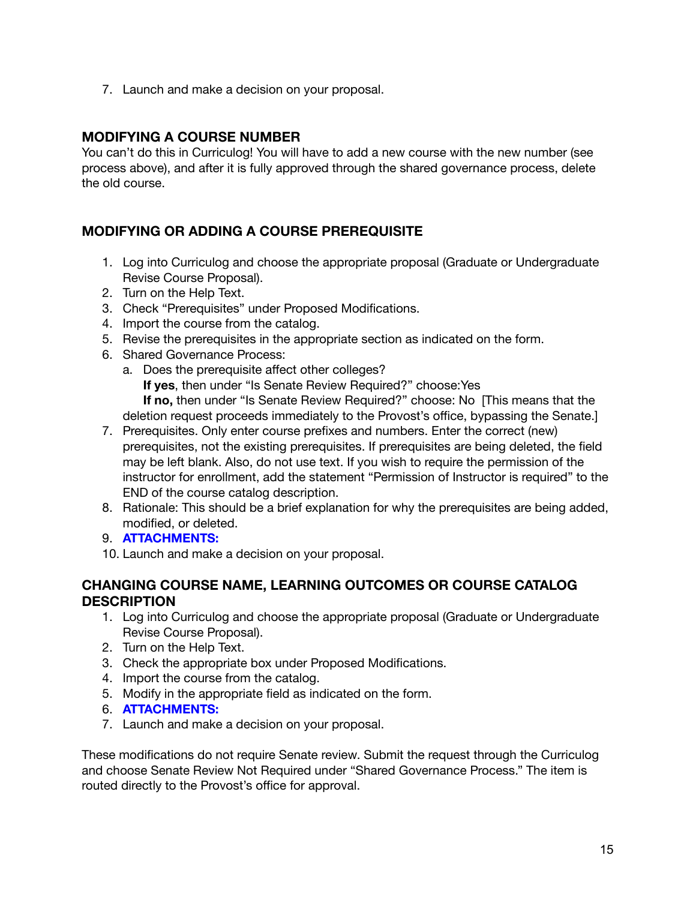7. Launch and make a decision on your proposal.

## MODIFYING A COURSE NUMBER

You can't do this in Curriculog! You will have to add a new course with the new number (see process above), and after it is fully approved through the shared governance process, delete the old course.

## MODIFYING OR ADDING A COURSE PREREQUISITE

1. Log into Curriculog and choose the appropriate proposal (Graduate or Undergraduate Revise Course Proposal).
2. Turn on the Help Text.
3. Check "Prerequisites" under Proposed Modifications.
4. Import the course from the catalog.
5. Revise the prerequisites in the appropriate section as indicated on the form.
6. Shared Governance Process:
   a. Does the prerequisite affect other colleges?
      **If yes**, then under "Is Senate Review Required?" choose:Yes
      **If no,** then under "Is Senate Review Required?" choose: No [This means that the deletion request proceeds immediately to the Provost's office, bypassing the Senate.]
7. Prerequisites. Only enter course prefixes and numbers. Enter the correct (new) prerequisites, not the existing prerequisites. If prerequisites are being deleted, the field may be left blank. Also, do not use text. If you wish to require the permission of the instructor for enrollment, add the statement "Permission of Instructor is required" to the END of the course catalog description.
8. Rationale: This should be a brief explanation for why the prerequisites are being added, modified, or deleted.
9. **ATTACHMENTS:**
10. Launch and make a decision on your proposal.

## CHANGING COURSE NAME, LEARNING OUTCOMES OR COURSE CATALOG DESCRIPTION

1. Log into Curriculog and choose the appropriate proposal (Graduate or Undergraduate Revise Course Proposal).
2. Turn on the Help Text.
3. Check the appropriate box under Proposed Modifications.
4. Import the course from the catalog.
5. Modify in the appropriate field as indicated on the form.
6. **ATTACHMENTS:**
7. Launch and make a decision on your proposal.

These modifications do not require Senate review. Submit the request through the Curriculog and choose Senate Review Not Required under "Shared Governance Process." The item is routed directly to the Provost's office for approval.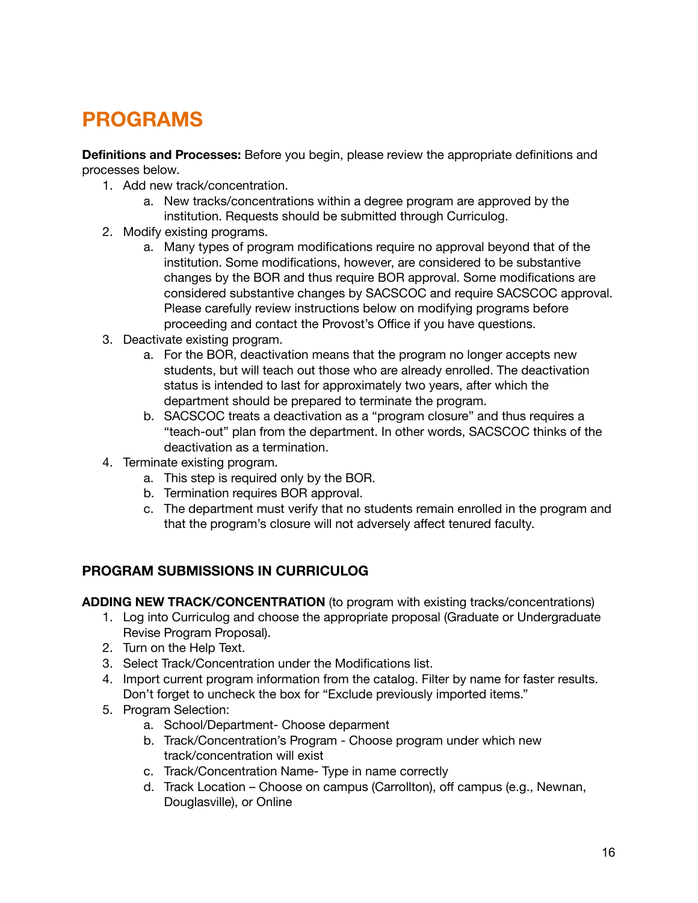# PROGRAMS

**Definitions and Processes:** Before you begin, please review the appropriate definitions and processes below.

1. Add new track/concentration.
    a. New tracks/concentrations within a degree program are approved by the institution. Requests should be submitted through Curriculog.
2. Modify existing programs.
    a. Many types of program modifications require no approval beyond that of the institution. Some modifications, however, are considered to be substantive changes by the BOR and thus require BOR approval. Some modifications are considered substantive changes by SACSCOC and require SACSCOC approval. Please carefully review instructions below on modifying programs before proceeding and contact the Provost's Office if you have questions.
3. Deactivate existing program.
    a. For the BOR, deactivation means that the program no longer accepts new students, but will teach out those who are already enrolled. The deactivation status is intended to last for approximately two years, after which the department should be prepared to terminate the program.
    b. SACSCOC treats a deactivation as a "program closure" and thus requires a "teach-out" plan from the department. In other words, SACSCOC thinks of the deactivation as a termination.
4. Terminate existing program.
    a. This step is required only by the BOR.
    b. Termination requires BOR approval.
    c. The department must verify that no students remain enrolled in the program and that the program's closure will not adversely affect tenured faculty.

## PROGRAM SUBMISSIONS IN CURRICULOG

**ADDING NEW TRACK/CONCENTRATION** (to program with existing tracks/concentrations)

1. Log into Curriculog and choose the appropriate proposal (Graduate or Undergraduate Revise Program Proposal).
2. Turn on the Help Text.
3. Select Track/Concentration under the Modifications list.
4. Import current program information from the catalog. Filter by name for faster results. Don't forget to uncheck the box for "Exclude previously imported items."
5. Program Selection:
    a. School/Department- Choose deparment
    b. Track/Concentration's Program - Choose program under which new track/concentration will exist
    c. Track/Concentration Name- Type in name correctly
    d. Track Location – Choose on campus (Carrollton), off campus (e.g., Newnan, Douglasville), or Online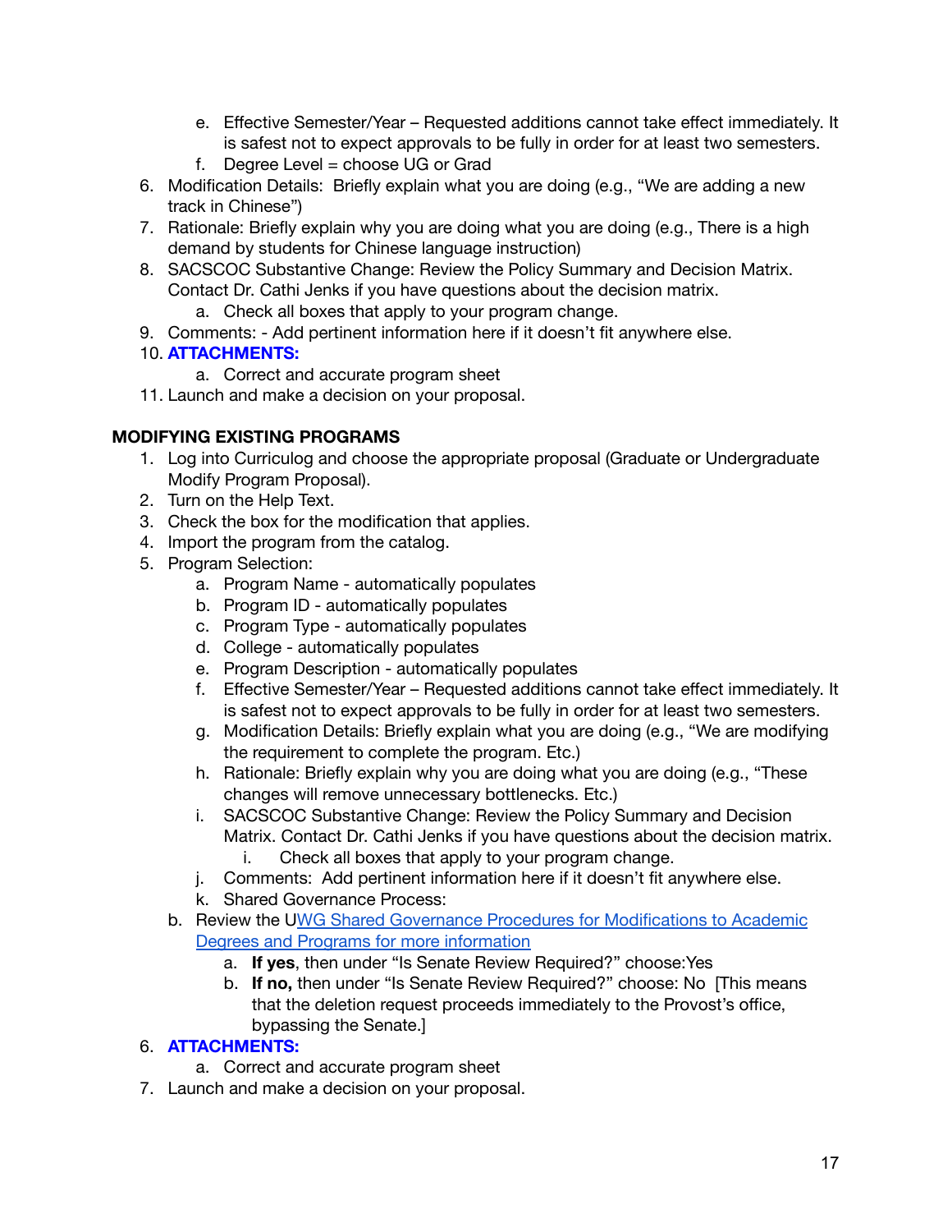e. Effective Semester/Year – Requested additions cannot take effect immediately. It is safest not to expect approvals to be fully in order for at least two semesters.
    f. Degree Level = choose UG or Grad
6. Modification Details: Briefly explain what you are doing (e.g., "We are adding a new track in Chinese")
7. Rationale: Briefly explain why you are doing what you are doing (e.g., There is a high demand by students for Chinese language instruction)
8. SACSCOC Substantive Change: Review the Policy Summary and Decision Matrix. Contact Dr. Cathi Jenks if you have questions about the decision matrix.
    a. Check all boxes that apply to your program change.
9. Comments: - Add pertinent information here if it doesn't fit anywhere else.
10. **ATTACHMENTS:**
    a. Correct and accurate program sheet
11. Launch and make a decision on your proposal.

**MODIFYING EXISTING PROGRAMS**

1. Log into Curriculog and choose the appropriate proposal (Graduate or Undergraduate Modify Program Proposal).
2. Turn on the Help Text.
3. Check the box for the modification that applies.
4. Import the program from the catalog.
5. Program Selection:
    a. Program Name - automatically populates
    b. Program ID - automatically populates
    c. Program Type - automatically populates
    d. College - automatically populates
    e. Program Description - automatically populates
    f. Effective Semester/Year – Requested additions cannot take effect immediately. It is safest not to expect approvals to be fully in order for at least two semesters.
    g. Modification Details: Briefly explain what you are doing (e.g., "We are modifying the requirement to complete the program. Etc.)
    h. Rationale: Briefly explain why you are doing what you are doing (e.g., "These changes will remove unnecessary bottlenecks. Etc.)
    i. SACSCOC Substantive Change: Review the Policy Summary and Decision Matrix. Contact Dr. Cathi Jenks if you have questions about the decision matrix.
        i. Check all boxes that apply to your program change.
    j. Comments: Add pertinent information here if it doesn't fit anywhere else.
    k. Shared Governance Process:
    b. Review the UWG Shared Governance Procedures for Modifications to Academic Degrees and Programs for more information
        a. **If yes**, then under "Is Senate Review Required?" choose:Yes
        b. **If no,** then under "Is Senate Review Required?" choose: No [This means that the deletion request proceeds immediately to the Provost's office, bypassing the Senate.]
6. **ATTACHMENTS:**
    a. Correct and accurate program sheet
7. Launch and make a decision on your proposal.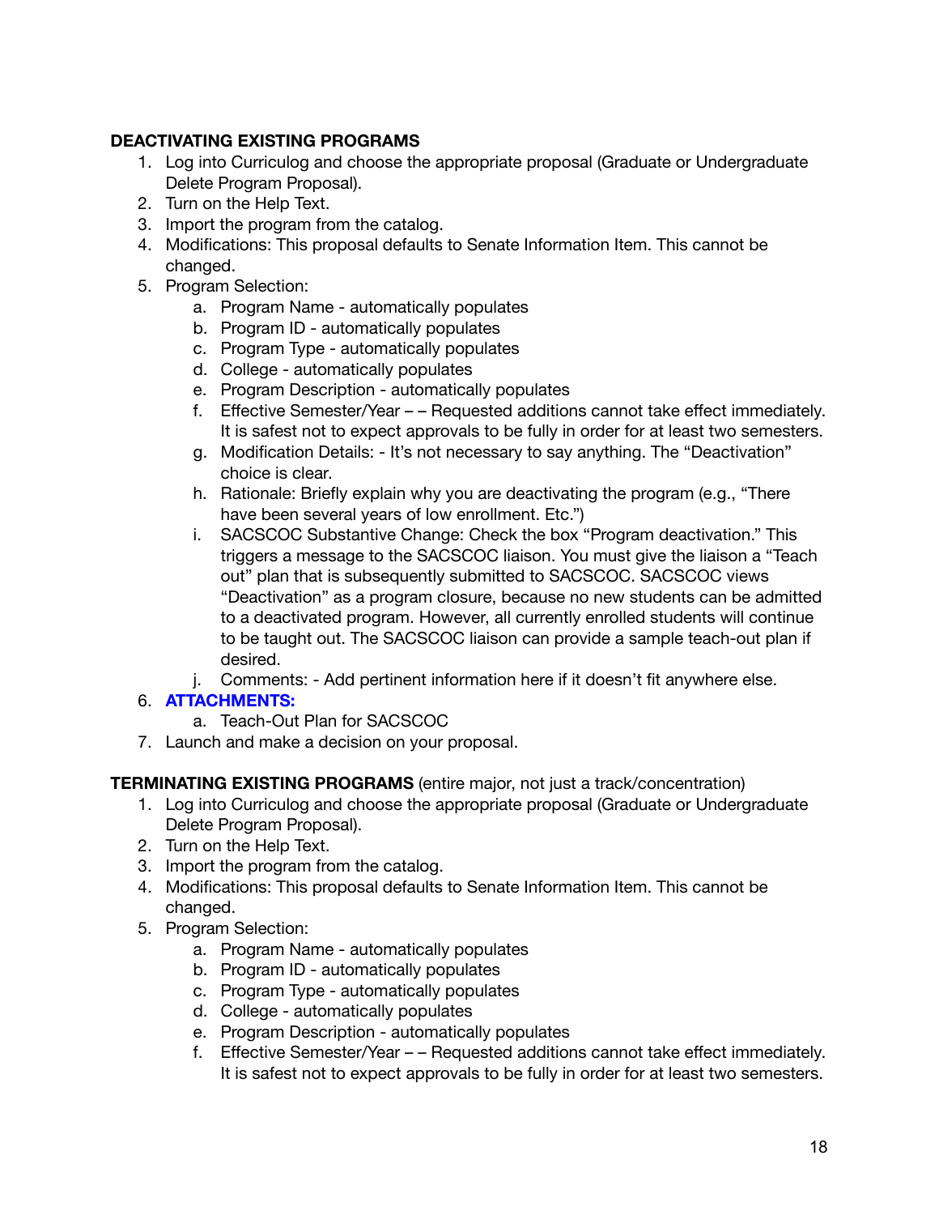**DEACTIVATING EXISTING PROGRAMS**

1. Log into Curriculog and choose the appropriate proposal (Graduate or Undergraduate Delete Program Proposal).
2. Turn on the Help Text.
3. Import the program from the catalog.
4. Modifications: This proposal defaults to Senate Information Item. This cannot be changed.
5. Program Selection:
    a. Program Name - automatically populates
    b. Program ID - automatically populates
    c. Program Type - automatically populates
    d. College - automatically populates
    e. Program Description - automatically populates
    f. Effective Semester/Year – – Requested additions cannot take effect immediately. It is safest not to expect approvals to be fully in order for at least two semesters.
    g. Modification Details: - It's not necessary to say anything. The "Deactivation" choice is clear.
    h. Rationale: Briefly explain why you are deactivating the program (e.g., "There have been several years of low enrollment. Etc.")
    i. SACSCOC Substantive Change: Check the box "Program deactivation." This triggers a message to the SACSCOC liaison. You must give the liaison a "Teach out" plan that is subsequently submitted to SACSCOC. SACSCOC views "Deactivation" as a program closure, because no new students can be admitted to a deactivated program. However, all currently enrolled students will continue to be taught out. The SACSCOC liaison can provide a sample teach-out plan if desired.
    j. Comments: - Add pertinent information here if it doesn't fit anywhere else.
6. **ATTACHMENTS:**
    a. Teach-Out Plan for SACSCOC
7. Launch and make a decision on your proposal.

**TERMINATING EXISTING PROGRAMS** (entire major, not just a track/concentration)

1. Log into Curriculog and choose the appropriate proposal (Graduate or Undergraduate Delete Program Proposal).
2. Turn on the Help Text.
3. Import the program from the catalog.
4. Modifications: This proposal defaults to Senate Information Item. This cannot be changed.
5. Program Selection:
    a. Program Name - automatically populates
    b. Program ID - automatically populates
    c. Program Type - automatically populates
    d. College - automatically populates
    e. Program Description - automatically populates
    f. Effective Semester/Year – – Requested additions cannot take effect immediately. It is safest not to expect approvals to be fully in order for at least two semesters.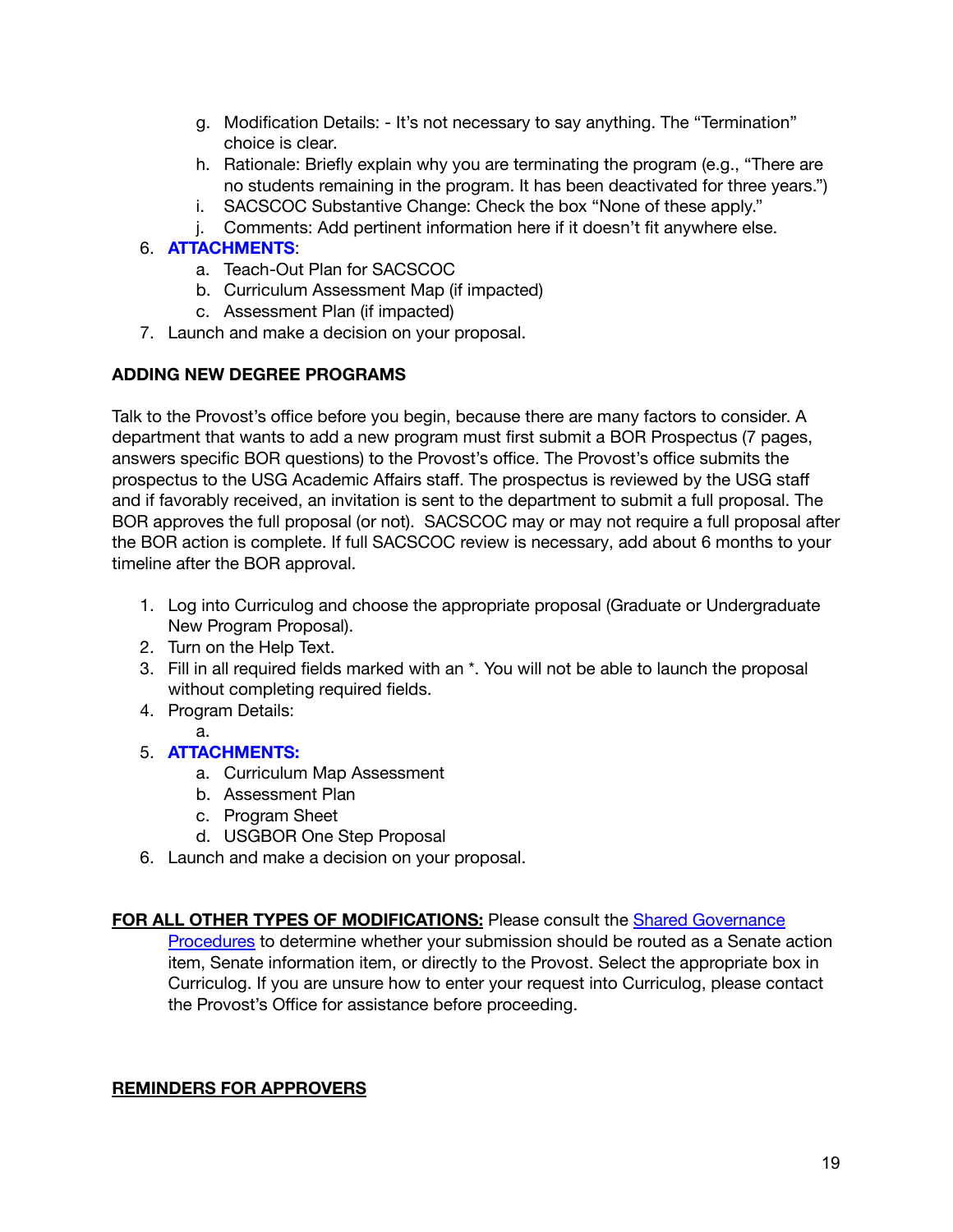g. Modification Details: - It's not necessary to say anything. The "Termination" choice is clear.
   h. Rationale: Briefly explain why you are terminating the program (e.g., "There are no students remaining in the program. It has been deactivated for three years.")
   i. SACSCOC Substantive Change: Check the box "None of these apply."
   j. Comments: Add pertinent information here if it doesn't fit anywhere else.
6. **ATTACHMENTS**:
   a. Teach-Out Plan for SACSCOC
   b. Curriculum Assessment Map (if impacted)
   c. Assessment Plan (if impacted)
7. Launch and make a decision on your proposal.

**ADDING NEW DEGREE PROGRAMS**

Talk to the Provost's office before you begin, because there are many factors to consider. A department that wants to add a new program must first submit a BOR Prospectus (7 pages, answers specific BOR questions) to the Provost's office. The Provost's office submits the prospectus to the USG Academic Affairs staff. The prospectus is reviewed by the USG staff and if favorably received, an invitation is sent to the department to submit a full proposal. The BOR approves the full proposal (or not). SACSCOC may or may not require a full proposal after the BOR action is complete. If full SACSCOC review is necessary, add about 6 months to your timeline after the BOR approval.

1. Log into Curriculog and choose the appropriate proposal (Graduate or Undergraduate New Program Proposal).
2. Turn on the Help Text.
3. Fill in all required fields marked with an *. You will not be able to launch the proposal without completing required fields.
4. Program Details:
   a.
5. **ATTACHMENTS:**
   a. Curriculum Map Assessment
   b. Assessment Plan
   c. Program Sheet
   d. USGBOR One Step Proposal
6. Launch and make a decision on your proposal.

**FOR ALL OTHER TYPES OF MODIFICATIONS:** Please consult the [Shared Governance Procedures]() to determine whether your submission should be routed as a Senate action item, Senate information item, or directly to the Provost. Select the appropriate box in Curriculog. If you are unsure how to enter your request into Curriculog, please contact the Provost's Office for assistance before proceeding.

**REMINDERS FOR APPROVERS**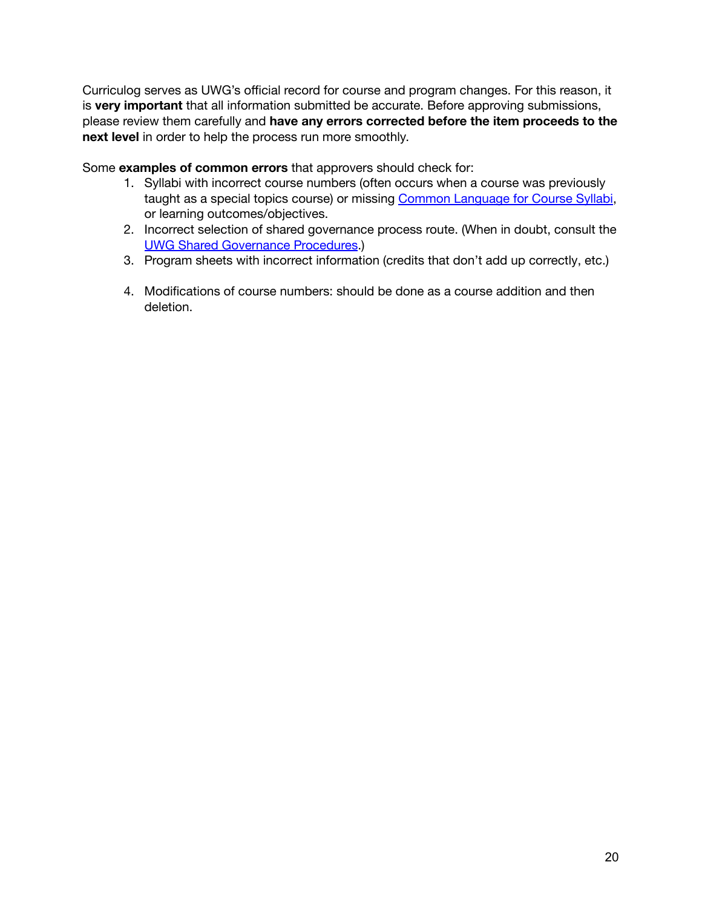Curriculog serves as UWG's official record for course and program changes. For this reason, it is **very important** that all information submitted be accurate. Before approving submissions, please review them carefully and **have any errors corrected before the item proceeds to the next level** in order to help the process run more smoothly.

Some **examples of common errors** that approvers should check for:

1. Syllabi with incorrect course numbers (often occurs when a course was previously taught as a special topics course) or missing Common Language for Course Syllabi, or learning outcomes/objectives.
2. Incorrect selection of shared governance process route. (When in doubt, consult the UWG Shared Governance Procedures.)
3. Program sheets with incorrect information (credits that don't add up correctly, etc.)
4. Modifications of course numbers: should be done as a course addition and then deletion.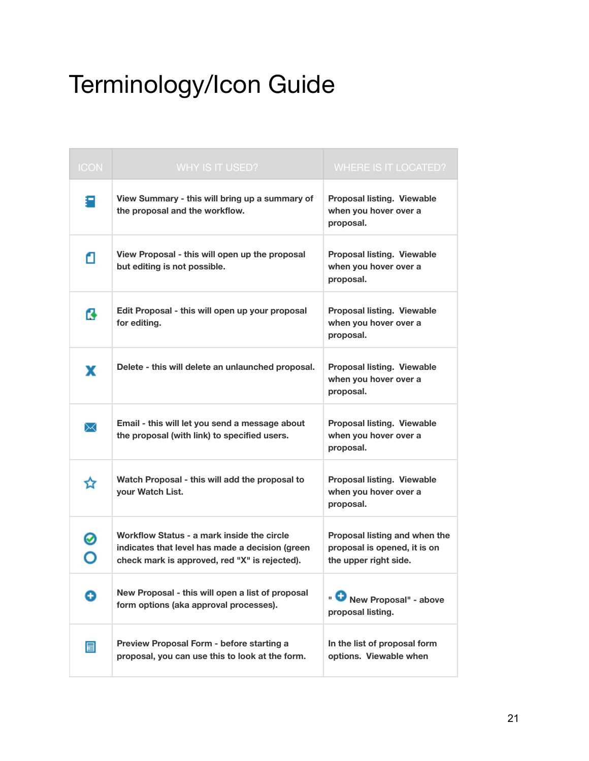# Terminology/Icon Guide

| ICON | WHY IS IT USED? | WHERE IS IT LOCATED? |
|---|---|---|
| | **View Summary - this will bring up a summary of the proposal and the workflow.** | **Proposal listing. Viewable when you hover over a proposal.** |
| | **View Proposal - this will open up the proposal but editing is not possible.** | **Proposal listing. Viewable when you hover over a proposal.** |
| | **Edit Proposal - this will open up your proposal for editing.** | **Proposal listing. Viewable when you hover over a proposal.** |
| **X** | **Delete - this will delete an unlaunched proposal.** | **Proposal listing. Viewable when you hover over a proposal.** |
| | **Email - this will let you send a message about the proposal (with link) to specified users.** | **Proposal listing. Viewable when you hover over a proposal.** |
| | **Watch Proposal - this will add the proposal to your Watch List.** | **Proposal listing. Viewable when you hover over a proposal.** |
| | **Workflow Status - a mark inside the circle indicates that level has made a decision (green check mark is approved, red "X" is rejected).** | **Proposal listing and when the proposal is opened, it is on the upper right side.** |
| | **New Proposal - this will open a list of proposal form options (aka approval processes).** | **" New Proposal" - above proposal listing.** |
| | **Preview Proposal Form - before starting a proposal, you can use this to look at the form.** | **In the list of proposal form options. Viewable when** |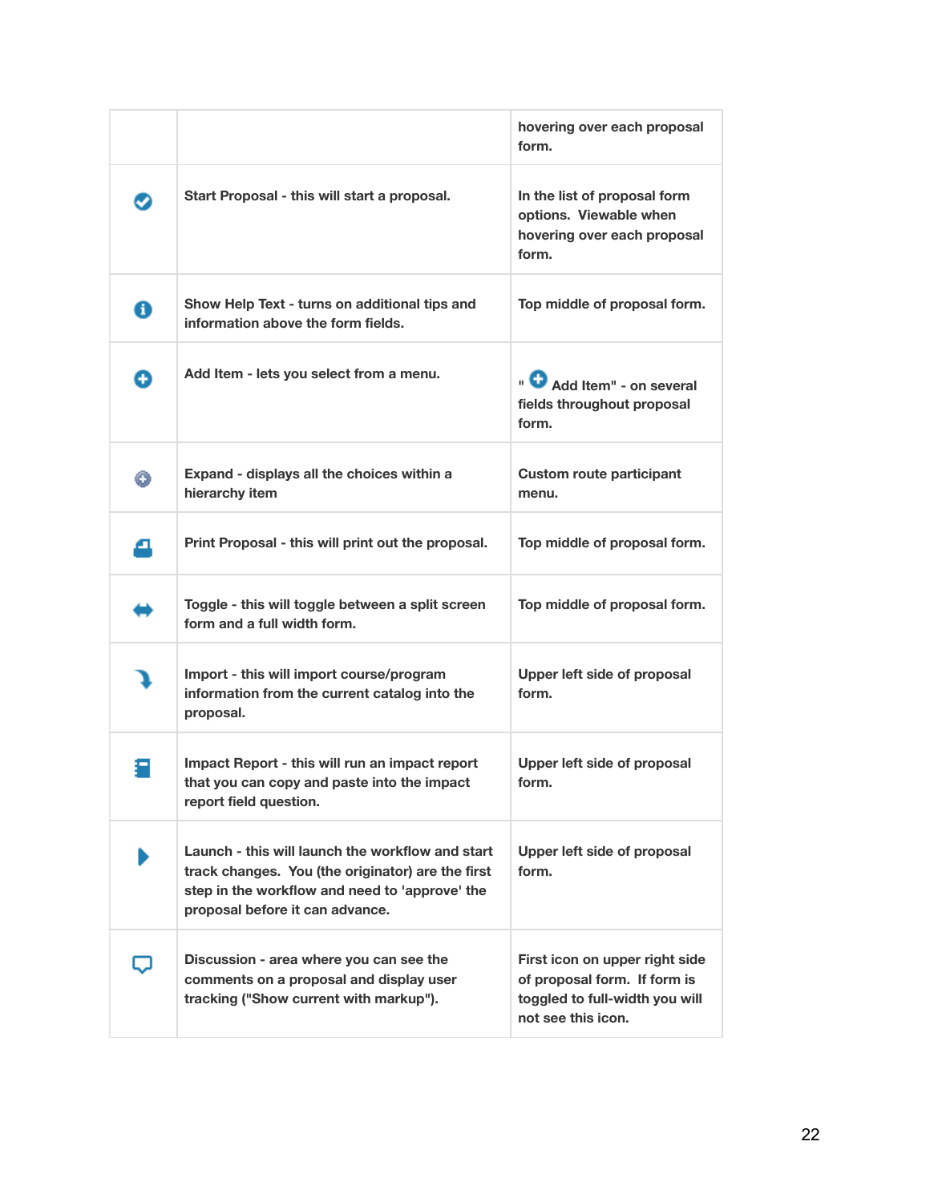|  |  | hovering over each proposal form. |
|---|---|---|
|  | Start Proposal - this will start a proposal. | In the list of proposal form options. Viewable when hovering over each proposal form. |
|  | Show Help Text - turns on additional tips and information above the form fields. | Top middle of proposal form. |
|  | Add Item - lets you select from a menu. | " Add Item" - on several fields throughout proposal form. |
|  | Expand - displays all the choices within a hierarchy item | Custom route participant menu. |
|  | Print Proposal - this will print out the proposal. | Top middle of proposal form. |
|  | Toggle - this will toggle between a split screen form and a full width form. | Top middle of proposal form. |
|  | Import - this will import course/program information from the current catalog into the proposal. | Upper left side of proposal form. |
|  | Impact Report - this will run an impact report that you can copy and paste into the impact report field question. | Upper left side of proposal form. |
|  | Launch - this will launch the workflow and start track changes. You (the originator) are the first step in the workflow and need to 'approve' the proposal before it can advance. | Upper left side of proposal form. |
|  | Discussion - area where you can see the comments on a proposal and display user tracking ("Show current with markup"). | First icon on upper right side of proposal form. If form is toggled to full-width you will not see this icon. |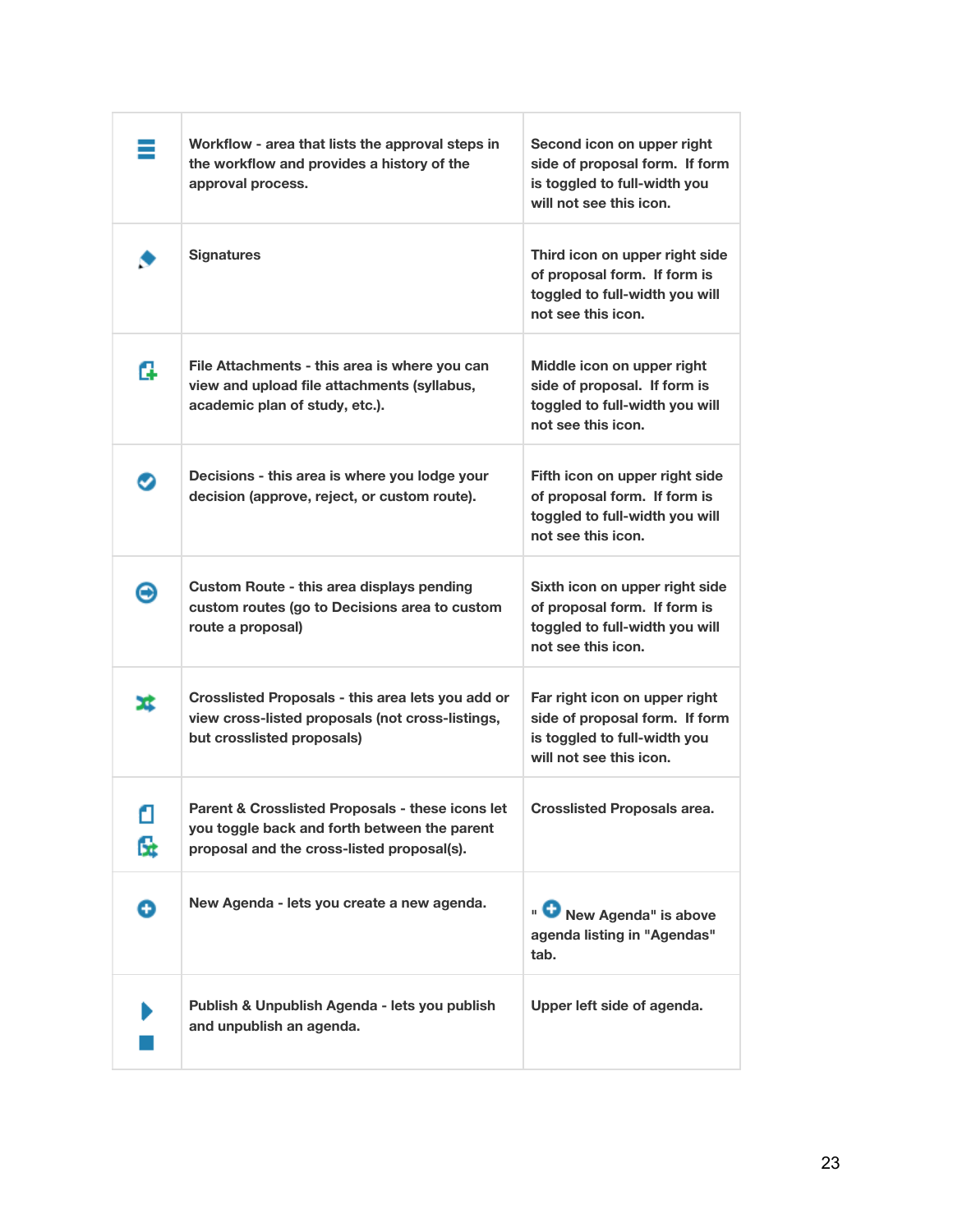| | | |
|---|---|---|
| | Workflow - area that lists the approval steps in the workflow and provides a history of the approval process. | Second icon on upper right side of proposal form. If form is toggled to full-width you will not see this icon. |
| | Signatures | Third icon on upper right side of proposal form. If form is toggled to full-width you will not see this icon. |
| | File Attachments - this area is where you can view and upload file attachments (syllabus, academic plan of study, etc.). | Middle icon on upper right side of proposal. If form is toggled to full-width you will not see this icon. |
| | Decisions - this area is where you lodge your decision (approve, reject, or custom route). | Fifth icon on upper right side of proposal form. If form is toggled to full-width you will not see this icon. |
| | Custom Route - this area displays pending custom routes (go to Decisions area to custom route a proposal) | Sixth icon on upper right side of proposal form. If form is toggled to full-width you will not see this icon. |
| | Crosslisted Proposals - this area lets you add or view cross-listed proposals (not cross-listings, but crosslisted proposals) | Far right icon on upper right side of proposal form. If form is toggled to full-width you will not see this icon. |
| | Parent & Crosslisted Proposals - these icons let you toggle back and forth between the parent proposal and the cross-listed proposal(s). | Crosslisted Proposals area. |
| | New Agenda - lets you create a new agenda. | " New Agenda" is above agenda listing in "Agendas" tab. |
| | Publish & Unpublish Agenda - lets you publish and unpublish an agenda. | Upper left side of agenda. |